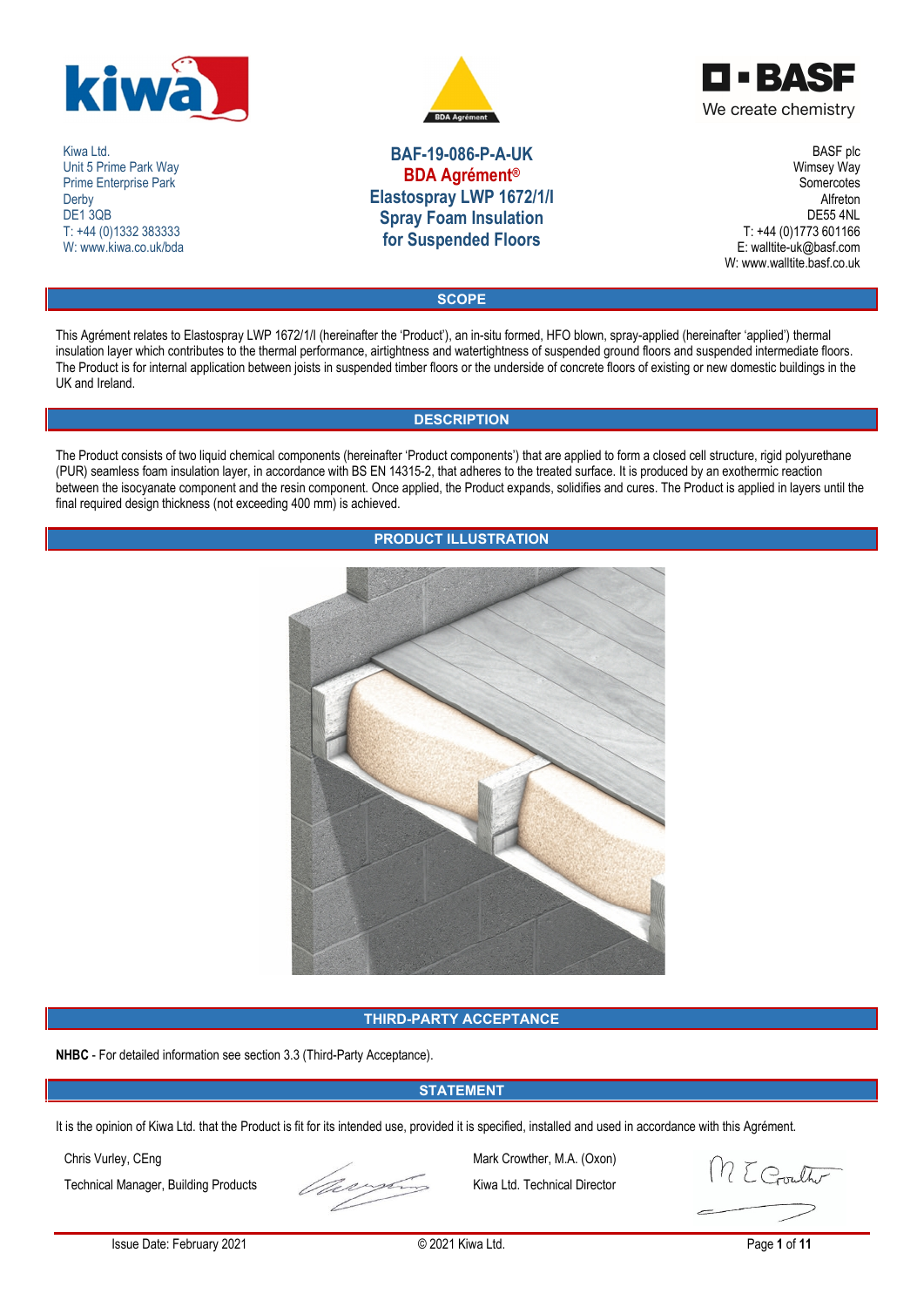Kiwa Ltd.
Unit 5 Prime Park Way
Prime Enterprise Park
Derby
DE1 3QB
T: +44 (0)1332 383333
W: www.kiwa.co.uk/bda

# BAF-19-086-P-A-UK
# BDA Agrément®
# Elastospray LWP 1672/1/I
# Spray Foam Insulation
# for Suspended Floors

BASF plc
Wimsey Way
Somercotes
Alfreton
DE55 4NL
T: +44 (0)1773 601166
E: walltite-uk@basf.com
W: www.walltite.basf.co.uk

## SCOPE

This Agrément relates to Elastospray LWP 1672/1/I (hereinafter the 'Product'), an in-situ formed, HFO blown, spray-applied (hereinafter 'applied') thermal insulation layer which contributes to the thermal performance, airtightness and watertightness of suspended floors and suspended intermediate floors. The Product is for internal application between joists in suspended timber floors or the underside of concrete floors of existing or new domestic buildings in the UK and Ireland.

## DESCRIPTION

The Product consists of two liquid chemical components (hereinafter 'Product components') that are applied to form a closed cell structure, rigid polyurethane (PUR) seamless foam insulation layer, in accordance with BS EN 14315-2, that adheres to the treated surface. It is produced by an exothermic reaction between the isocyanate component and the resin component. Once applied, the Product expands, solidifies and cures. The Product is applied in layers until the final required design thickness (not exceeding 400 mm) is achieved.

## PRODUCT ILLUSTRATION

## THIRD-PARTY ACCEPTANCE

**NHBC** - For detailed information see section 3.3 (Third-Party Acceptance).

## STATEMENT

It is the opinion of Kiwa Ltd. that the Product is fit for its intended use, provided it is specified, installed and used in accordance with this Agrément.

Chris Vurley, CEng
Technical Manager, Building Products

Mark Crowther, M.A. (Oxon)
Kiwa Ltd. Technical Director

Issue Date: February 2021

© 2021 Kiwa Ltd.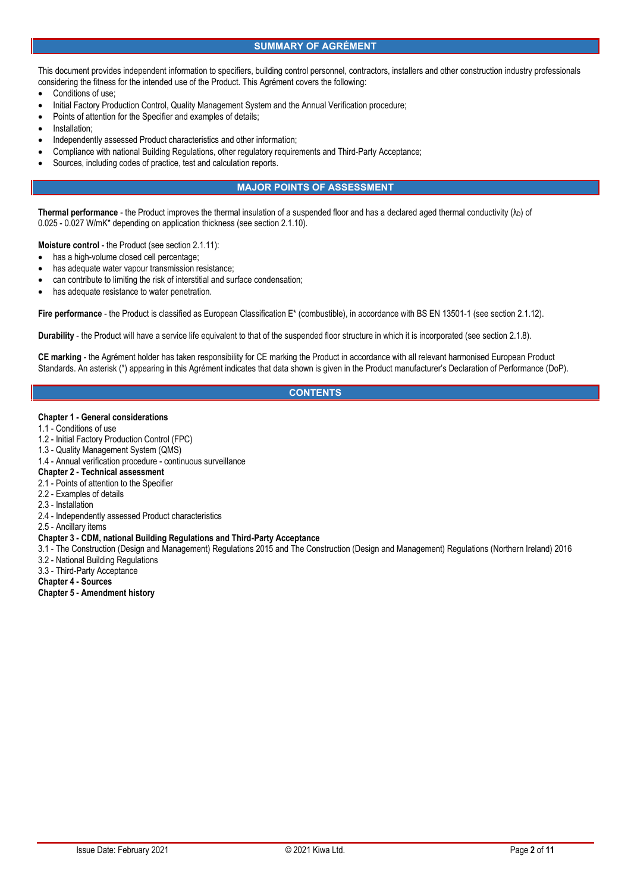## SUMMARY OF AGRÉMENT

This document provides independent information to specifiers, building control personnel, contractors, installers and other construction industry professionals considering the fitness for the intended use of the Product. This Agrément covers the following:

- Conditions of use;
- Initial Factory Production Control, Quality Management System and the Annual Verification procedure;
- Points of attention for the Specifier and examples of details;
- Installation;
- Independently assessed Product characteristics and other information;
- Compliance with national Building Regulations, other regulatory requirements and Third-Party Acceptance;
- Sources, including codes of practice, test and calculation reports.

## MAJOR POINTS OF ASSESSMENT

**Thermal performance** - the Product improves the thermal insulation of a suspended floor and has a declared aged thermal conductivity ($\lambda_D$) of 0.025 - 0.027 W/mK* depending on application thickness (see section 2.1.10).

**Moisture control** - the Product (see section 2.1.11):

- has a high-volume closed cell percentage;
- has adequate water vapour transmission resistance;
- can contribute to limiting the risk of interstitial and surface condensation;
- has adequate resistance to water penetration.

**Fire performance** - the Product is classified as European Classification E* (combustible), in accordance with BS EN 13501-1 (see section 2.1.12).

**Durability** - the Product will have a service life equivalent to that of the suspended floor structure in which it is incorporated (see section 2.1.8).

**CE marking** - the Agrément holder has taken responsibility for CE marking the Product in accordance with all relevant harmonised European Product Standards. An asterisk (*) appearing in this Agrément indicates that data shown is given in the Product manufacturer's Declaration of Performance (DoP).

## CONTENTS

**Chapter 1 - General considerations**
1.1 - Conditions of use
1.2 - Initial Factory Production Control (FPC)
1.3 - Quality Management System (QMS)
1.4 - Annual verification procedure - continuous surveillance
**Chapter 2 - Technical assessment**
2.1 - Points of attention to the Specifier
2.2 - Examples of details
2.3 - Installation
2.4 - Independently assessed Product characteristics
2.5 - Ancillary items
**Chapter 3 - CDM, national Building Regulations and Third-Party Acceptance**
3.1 - The Construction (Design and Management) Regulations 2015 and The Construction (Design and Management) Regulations (Northern Ireland) 2016
3.2 - National Building Regulations
3.3 - Third-Party Acceptance
**Chapter 4 - Sources**
**Chapter 5 - Amendment history**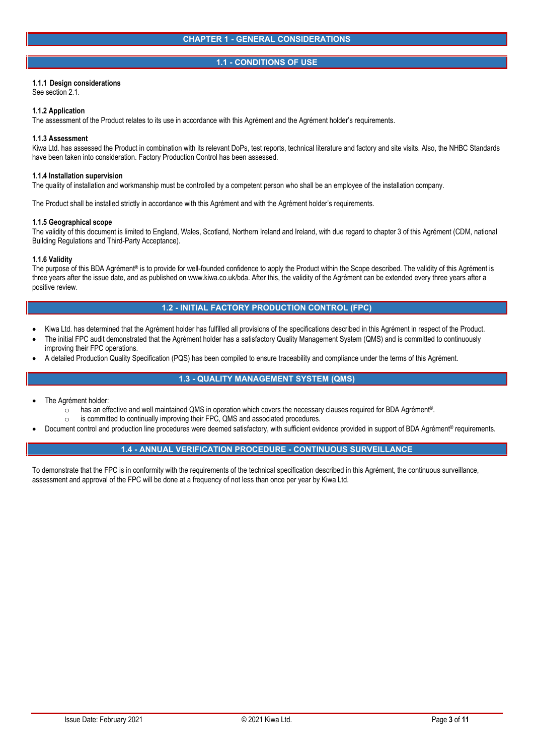# CHAPTER 1 - GENERAL CONSIDERATIONS

## 1.1 - CONDITIONS OF USE

**1.1.1 Design considerations**
See section 2.1.

**1.1.2 Application**
The assessment of the Product relates to its use in accordance with this Agrément and the Agrément holder's requirements.

**1.1.3 Assessment**
Kiwa Ltd. has assessed the Product in combination with its relevant DoPs, test reports, technical literature and factory and site visits. Also, the NHBC Standards have been taken into consideration. Factory Production Control has been assessed.

**1.1.4 Installation supervision**
The quality of installation and workmanship must be controlled by a competent person who shall be an employee of the installation company.

The Product shall be installed strictly in accordance with this Agrément and with the Agrément holder's requirements.

**1.1.5 Geographical scope**
The validity of this document is limited to England, Wales, Scotland, Northern Ireland and Ireland, with due regard to chapter 3 of this Agrément (CDM, national Building Regulations and Third-Party Acceptance).

**1.1.6 Validity**
The purpose of this BDA Agrément® is to provide for well-founded confidence to apply the Product within the Scope described. The validity of this Agrément is three years after the issue date, and as published on www.kiwa.co.uk/bda. After this, the validity of the Agrément can be extended every three years after a positive review.

## 1.2 - INITIAL FACTORY PRODUCTION CONTROL (FPC)

- Kiwa Ltd. has determined that the Agrément holder has fulfilled all provisions of the specifications described in this Agrément in respect of the Product.
- The initial FPC audit demonstrated that the Agrément holder has a satisfactory Quality Management System (QMS) and is committed to continuously improving their FPC operations.
- A detailed Production Quality Specification (PQS) has been compiled to ensure traceability and compliance under the terms of this Agrément.

## 1.3 - QUALITY MANAGEMENT SYSTEM (QMS)

- The Agrément holder:
  - has an effective and well maintained QMS in operation which covers the necessary clauses required for BDA Agrément®.
  - is committed to continually improving their FPC, QMS and associated procedures.
- Document control and production line procedures were deemed satisfactory, with sufficient evidence provided in support of BDA Agrément® requirements.

## 1.4 - ANNUAL VERIFICATION PROCEDURE - CONTINUOUS SURVEILLANCE

To demonstrate that the FPC is in conformity with the requirements of the technical specification described in this Agrément, the continuous surveillance, assessment and approval of the FPC will be done at a frequency of not less than once per year by Kiwa Ltd.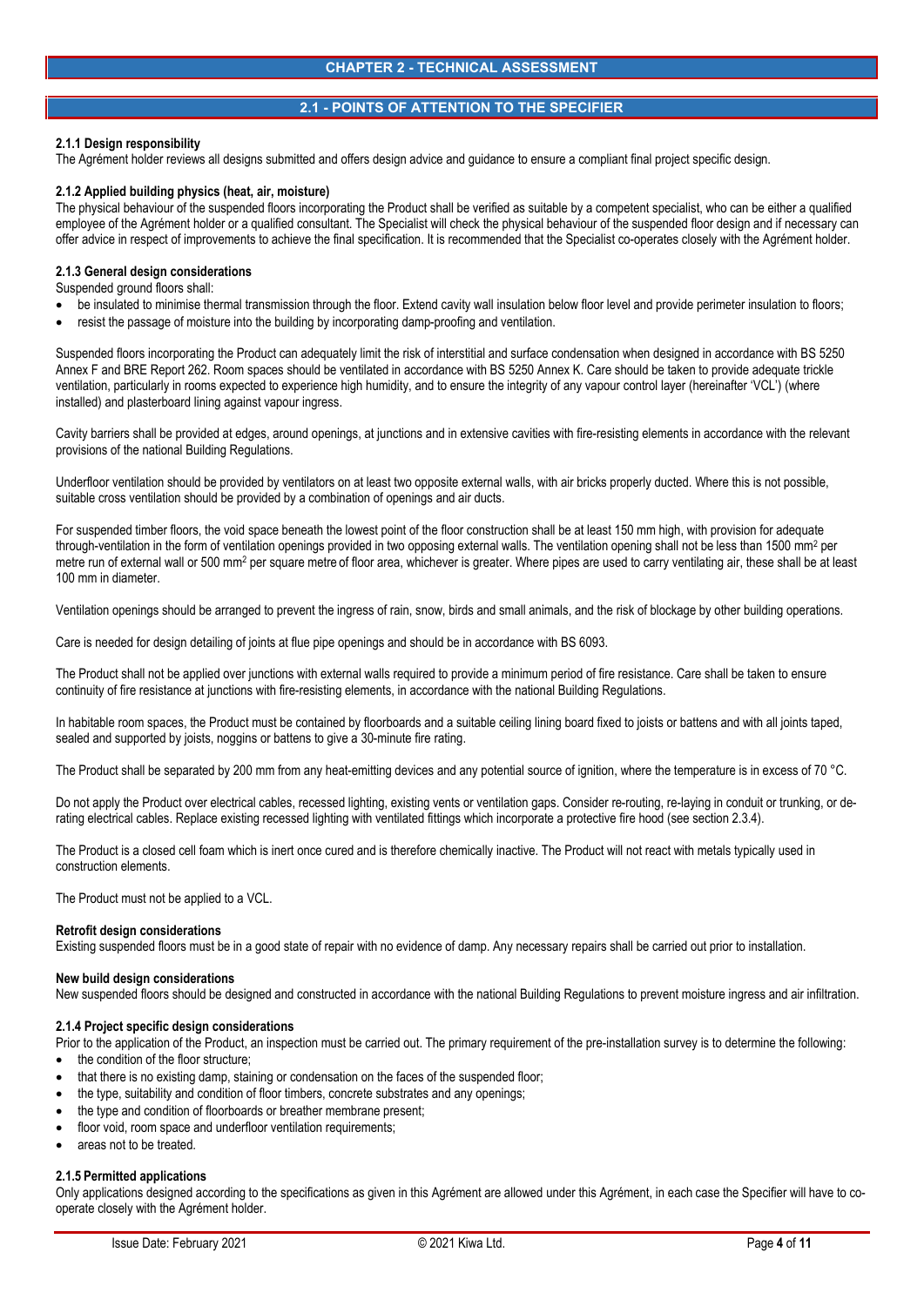# CHAPTER 2 - TECHNICAL ASSESSMENT

## 2.1 - POINTS OF ATTENTION TO THE SPECIFIER

**2.1.1 Design responsibility**

The Agrément holder reviews all designs submitted and offers design advice and guidance to ensure a compliant final project specific design.

**2.1.2 Applied building physics (heat, air, moisture)**

The physical behaviour of the suspended floors incorporating the Product shall be verified as suitable by a competent specialist, who can be either a qualified employee of the Agrément holder or a qualified consultant. The Specialist will check the physical behaviour of the suspended floor design and if necessary can offer advice in respect of improvements to achieve the final specification. It is recommended that the Specialist co-operates closely with the Agrément holder.

**2.1.3 General design considerations**

Suspended ground floors shall:

- be insulated to minimise thermal transmission through the floor. Extend cavity wall insulation below floor level and provide perimeter insulation to floors;
- resist the passage of moisture into the building by incorporating damp-proofing and ventilation.

Suspended floors incorporating the Product can adequately limit the risk of interstitial and surface condensation when designed in accordance with BS 5250 Annex F and BRE Report 262. Room spaces should be ventilated in accordance with BS 5250 Annex K. Care should be taken to provide adequate trickle ventilation, particularly in rooms expected to experience high humidity, and to ensure the integrity of any vapour control layer (hereinafter 'VCL') (where installed) and plasterboard lining against vapour ingress.

Cavity barriers shall be provided at edges, around openings, at junctions and in extensive cavities with fire-resisting elements in accordance with the relevant provisions of the national Building Regulations.

Underfloor ventilation should be provided by ventilators on at least two opposite external walls, with air bricks properly ducted. Where this is not possible, suitable cross ventilation should be provided by a combination of openings and air ducts.

For suspended timber floors, the void space beneath the lowest point of the floor construction shall be at least 150 mm high, with provision for adequate through-ventilation in the form of ventilation openings provided in two opposing external walls. The ventilation opening shall not be less than 1500 $mm^2$ per metre run of external wall or 500 $mm^2$ per square metre of floor area, whichever is greater. Where pipes are used to carry ventilating air, these shall be at least 100 mm in diameter.

Ventilation openings should be arranged to prevent the ingress of rain, snow, birds and small animals, and the risk of blockage by other building operations.

Care is needed for design detailing of joints at flue pipe openings and should be in accordance with BS 6093.

The Product shall not be applied over junctions with external walls required to provide a minimum period of fire resistance. Care shall be taken to ensure continuity of fire resistance at junctions with fire-resisting elements, in accordance with the national Building Regulations.

In habitable room spaces, the Product must be contained by floorboards and a suitable ceiling lining board fixed to joists or battens and with all joints taped, sealed and supported by joists, noggins or battens to give a 30-minute fire rating.

The Product shall be separated by 200 mm from any heat-emitting devices and any potential source of ignition, where the temperature is in excess of 70 °C.

Do not apply the Product over electrical cables, recessed lighting, existing vents or ventilation gaps. Consider re-routing, re-laying in conduit or trunking, or de-rating electrical cables. Replace existing recessed lighting with ventilated fittings which incorporate a protective fire hood (see section 2.3.4).

The Product is a closed cell foam which is inert once cured and is therefore chemically inactive. The Product will not react with metals typically used in construction elements.

The Product must not be applied to a VCL.

**Retrofit design considerations**

Existing suspended floors must be in a good state of repair with no evidence of damp. Any necessary repairs shall be carried out prior to installation.

**New build design considerations**

New suspended floors should be designed and constructed in accordance with the national Building Regulations to prevent moisture ingress and air infiltration.

**2.1.4 Project specific design considerations**

Prior to the application of the Product, an inspection must be carried out. The primary requirement of the pre-installation survey is to determine the following:

- the condition of the floor structure;
- that there is no existing damp, staining or condensation on the faces of the suspended floor;
- the type, suitability and condition of floor timbers, concrete substrates and any openings;
- the type and condition of floorboards or breather membrane present;
- floor void, room space and underfloor ventilation requirements;
- areas not to be treated.

**2.1.5 Permitted applications**

Only applications designed according to the specifications as given in this Agrément are allowed under this Agrément, in each case the Specifier will have to co-operate closely with the Agrément holder.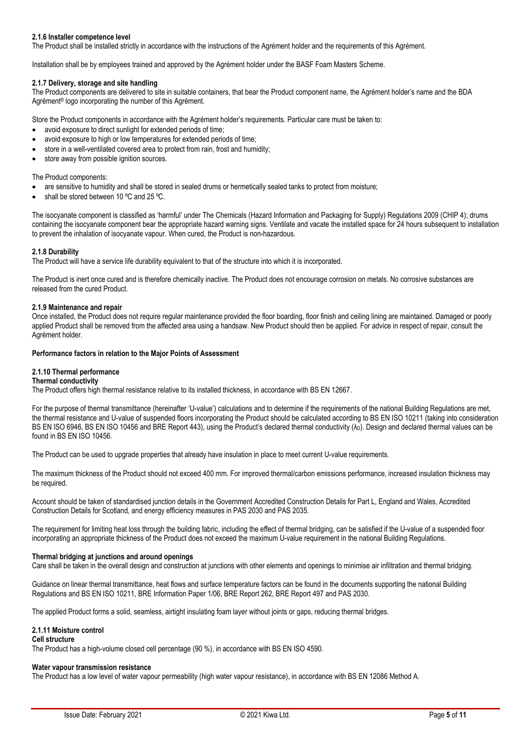#### 2.1.6 Installer competence level

The Product shall be installed strictly in accordance with the instructions of the Agrément holder and the requirements of this Agrément.

Installation shall be by employees trained and approved by the Agrément holder under the BASF Foam Masters Scheme.

#### 2.1.7 Delivery, storage and site handling

The Product components are delivered to site in suitable containers, that bear the Product component name, the Agrément holder's name and the BDA Agrément® logo incorporating the number of this Agrément.

Store the Product components in accordance with the Agrément holder's requirements. Particular care must be taken to:

- avoid exposure to direct sunlight for extended periods of time;
- avoid exposure to high or low temperatures for extended periods of time;
- store in a well-ventilated covered area to protect from rain, frost and humidity;
- store away from possible ignition sources.

The Product components:

- are sensitive to humidity and shall be stored in sealed drums or hermetically sealed tanks to protect from moisture;
- shall be stored between 10 ºC and 25 ºC.

The isocyanate component is classified as 'harmful' under The Chemicals (Hazard Information and Packaging for Supply) Regulations 2009 (CHIP 4); drums containing the isocyanate component bear the appropriate hazard warning signs. Ventilate and vacate the installed space for 24 hours subsequent to installation to prevent the inhalation of isocyanate vapour. When cured, the Product is non-hazardous.

#### 2.1.8 Durability

The Product will have a service life durability equivalent to that of the structure into which it is incorporated.

The Product is inert once cured and is therefore chemically inactive. The Product does not encourage corrosion on metals. No corrosive substances are released from the cured Product.

#### 2.1.9 Maintenance and repair

Once installed, the Product does not require regular maintenance provided the floor boarding, floor finish and ceiling lining are maintained. Damaged or poorly applied Product shall be removed from the affected area using a handsaw. New Product should then be applied. For advice in respect of repair, consult the Agrément holder.

**Performance factors in relation to the Major Points of Assessment**

#### 2.1.10 Thermal performance

**Thermal conductivity**

The Product offers high thermal resistance relative to its installed thickness, in accordance with BS EN 12667.

For the purpose of thermal transmittance (hereinafter 'U-value') calculations and to determine if the requirements of the national Building Regulations are met, the thermal resistance and U-value of suspended floors incorporating the Product should be calculated according to BS EN ISO 10211 (taking into consideration BS EN ISO 6946, BS EN ISO 10456 and BRE Report 443), using the Product's declared thermal conductivity ($\lambda_D$). Design and declared thermal values can be found in BS EN ISO 10456.

The Product can be used to upgrade properties that already have insulation in place to meet current U-value requirements.

The maximum thickness of the Product should not exceed 400 mm. For improved thermal/carbon emissions performance, increased insulation thickness may be required.

Account should be taken of standardised junction details in the Government Accredited Construction Details for Part L, England and Wales, Accredited Construction Details for Scotland, and energy efficiency measures in PAS 2030 and PAS 2035.

The requirement for limiting heat loss through the building fabric, including the effect of thermal bridging, can be satisfied if the U-value of a suspended floor incorporating an appropriate thickness of the Product does not exceed the maximum U-value requirement in the national Building Regulations.

**Thermal bridging at junctions and around openings**

Care shall be taken in the overall design and construction at junctions with other elements and openings to minimise air infiltration and thermal bridging.

Guidance on linear thermal transmittance, heat flows and surface temperature factors can be found in the documents supporting the national Building Regulations and BS EN ISO 10211, BRE Information Paper 1/06, BRE Report 262, BRE Report 497 and PAS 2030.

The applied Product forms a solid, seamless, airtight insulating foam layer without joints or gaps, reducing thermal bridges.

#### 2.1.11 Moisture control

**Cell structure**

The Product has a high-volume closed cell percentage (90 %), in accordance with BS EN ISO 4590.

**Water vapour transmission resistance**

The Product has a low level of water vapour permeability (high water vapour resistance), in accordance with BS EN 12086 Method A.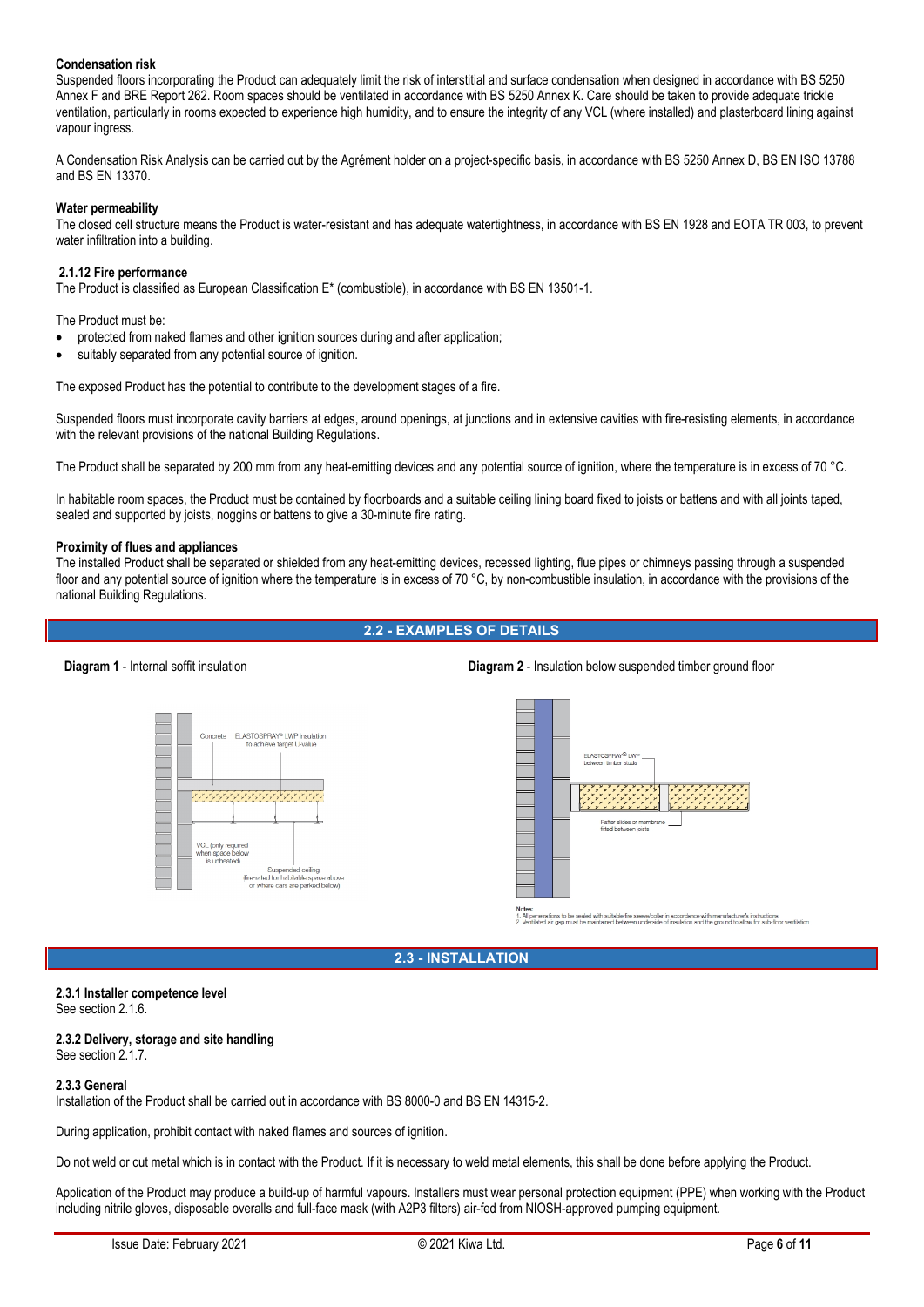**Condensation risk**

Suspended floors incorporating the Product can adequately limit the risk of interstitial and surface condensation when designed in accordance with BS 5250 Annex F and BRE Report 262. Room spaces should be ventilated in accordance with BS 5250 Annex K. Care should be taken to provide adequate trickle ventilation, particularly in rooms expected to experience high humidity, and to ensure the integrity of any VCL (where installed) and plasterboard lining against vapour ingress.

A Condensation Risk Analysis can be carried out by the Agrément holder on a project-specific basis, in accordance with BS 5250 Annex D, BS EN ISO 13788 and BS EN 13370.

**Water permeability**

The closed cell structure means the Product is water-resistant and has adequate watertightness, in accordance with BS EN 1928 and EOTA TR 003, to prevent water infiltration into a building.

**2.1.12 Fire performance**

The Product is classified as European Classification E* (combustible), in accordance with BS EN 13501-1.

The Product must be:

- protected from naked flames and other ignition sources during and after application;
- suitably separated from any potential source of ignition.

The exposed Product has the potential to contribute to the development stages of a fire.

Suspended floors must incorporate cavity barriers at edges, around openings, at junctions and in extensive cavities with fire-resisting elements, in accordance with the relevant provisions of the national Building Regulations.

The Product shall be separated by 200 mm from any heat-emitting devices and any potential source of ignition, where the temperature is in excess of 70 °C.

In habitable room spaces, the Product must be contained by floorboards and a suitable ceiling lining board fixed to joists or battens and with all joints taped, sealed and supported by joists, noggins or battens to give a 30-minute fire rating.

**Proximity of flues and appliances**

The installed Product shall be separated or shielded from any heat-emitting devices, recessed lighting, flue pipes or chimneys passing through a suspended floor and any potential source of ignition where the temperature is in excess of 70 °C, by non-combustible insulation, in accordance with the provisions of the national Building Regulations.

## 2.2 - EXAMPLES OF DETAILS

**Diagram 1** - Internal soffit insulation

Concrete ELASTOSPRAY® LWP insulation to achieve target U-value

VCL (only required when space below is unheated)

Suspended ceiling (fire-rated for habitable space above or where cars are parked below)

**Diagram 2** - Insulation below suspended timber ground floor

ELASTOSPRAY® LWP between timber studs

Batten slides or membrane fitted between joists

Notes:
1. All penetrations to be sealed with suitable fire sleeve/collar in accordance with manufacturer's instructions
2. Ventilated air gap must be maintained between underside of insulation and the ground to allow for sub-floor ventilation

## 2.3 - INSTALLATION

**2.3.1 Installer competence level**

See section 2.1.6.

**2.3.2 Delivery, storage and site handling**

See section 2.1.7.

**2.3.3 General**

Installation of the Product shall be carried out in accordance with BS 8000-0 and BS EN 14315-2.

During application, prohibit contact with naked flames and sources of ignition.

Do not weld or cut metal which is in contact with the Product. If it is necessary to weld metal elements, this shall be done before applying the Product.

Application of the Product may produce a build-up of harmful vapours. Installers must wear personal protection equipment (PPE) when working with the Product including nitrile gloves, disposable overalls and full-face mask (with A2P3 filters) air-fed from NIOSH-approved pumping equipment.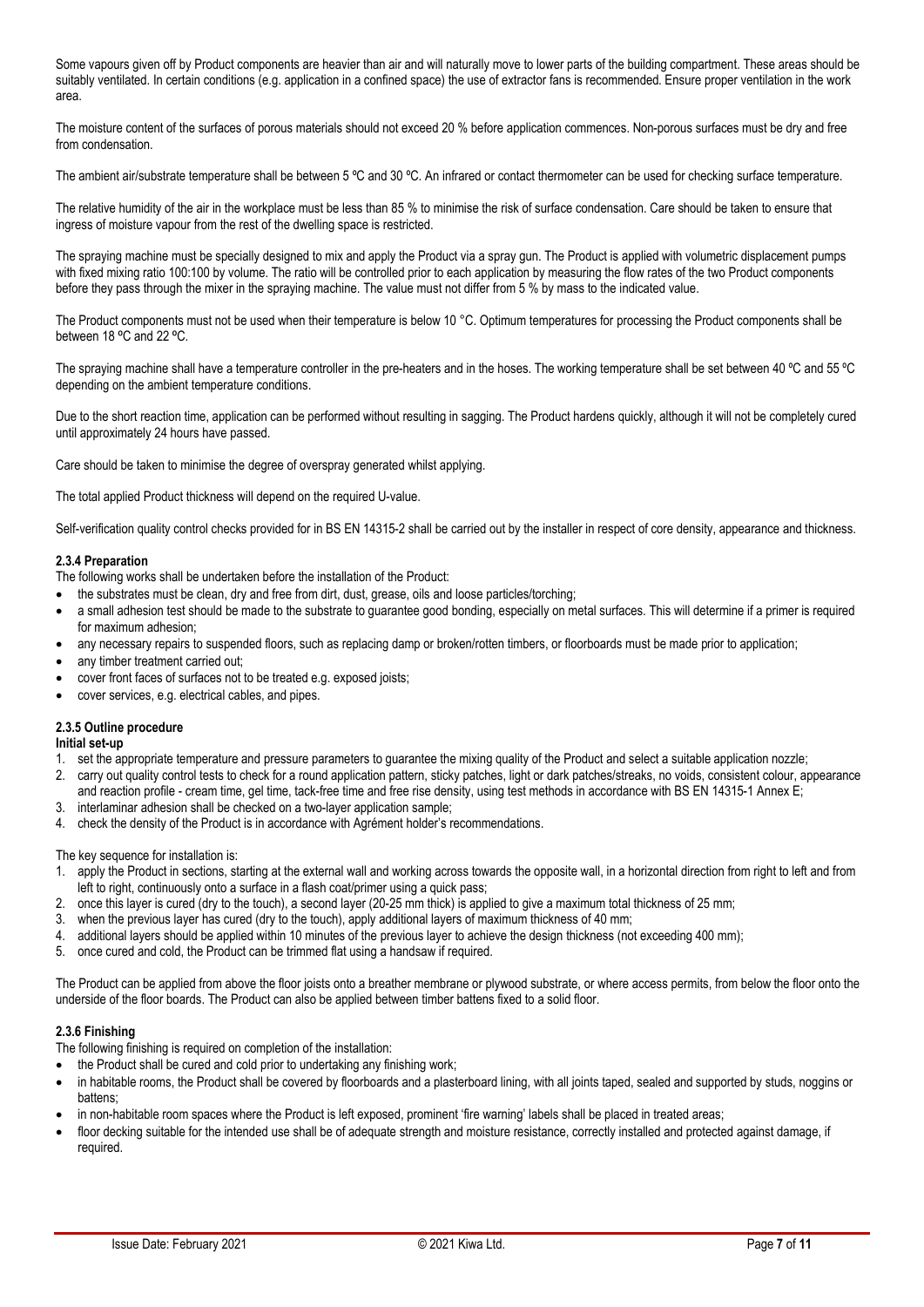Some vapours given off by Product components are heavier than air and will naturally move to lower parts of the building compartment. These areas should be suitably ventilated. In certain conditions (e.g. application in a confined space) the use of extractor fans is recommended. Ensure proper ventilation in the work area.

The moisture content of the surfaces of porous materials should not exceed 20 % before application commences. Non-porous surfaces must be dry and free from condensation.

The ambient air/substrate temperature shall be between 5 ºC and 30 ºC. An infrared or contact thermometer can be used for checking surface temperature.

The relative humidity of the air in the workplace must be less than 85 % to minimise the risk of surface condensation. Care should be taken to ensure that ingress of moisture vapour from the rest of the dwelling space is restricted.

The spraying machine must be specially designed to mix and apply the Product via a spray gun. The Product is applied with volumetric displacement pumps with fixed mixing ratio 100:100 by volume. The ratio will be controlled prior to each application by measuring the flow rates of the two Product components before they pass through the mixer in the spraying machine. The value must not differ from 5 % by mass to the indicated value.

The Product components must not be used when their temperature is below 10 °C. Optimum temperatures for processing the Product components shall be between 18 ºC and 22 ºC.

The spraying machine shall have a temperature controller in the pre-heaters and in the hoses. The working temperature shall be set between 40 ºC and 55 ºC depending on the ambient temperature conditions.

Due to the short reaction time, application can be performed without resulting in sagging. The Product hardens quickly, although it will not be completely cured until approximately 24 hours have passed.

Care should be taken to minimise the degree of overspray generated whilst applying.

The total applied Product thickness will depend on the required U-value.

Self-verification quality control checks provided for in BS EN 14315-2 shall be carried out by the installer in respect of core density, appearance and thickness.

#### 2.3.4 Preparation

The following works shall be undertaken before the installation of the Product:

- the substrates must be clean, dry and free from dirt, dust, grease, oils and loose particles/torching;
- a small adhesion test should be made to the substrate to guarantee good bonding, especially on metal surfaces. This will determine if a primer is required for maximum adhesion;
- any necessary repairs to suspended floors, such as replacing damp or broken/rotten timbers, or floorboards must be made prior to application;
- any timber treatment carried out;
- cover front faces of surfaces not to be treated e.g. exposed joists;
- cover services, e.g. electrical cables, and pipes.

#### 2.3.5 Outline procedure

**Initial set-up**

1. set the appropriate temperature and pressure parameters to guarantee the mixing quality of the Product and select a suitable application nozzle;
2. carry out quality control tests to check for a round application pattern, sticky patches, light or dark patches/streaks, no voids, consistent colour, appearance and reaction profile - cream time, gel time, tack-free time and free rise density, using test methods in accordance with BS EN 14315-1 Annex E;
3. interlaminar adhesion shall be checked on a two-layer application sample;
4. check the density of the Product is in accordance with Agrément holder's recommendations.

The key sequence for installation is:

1. apply the Product in sections, starting at the external wall and working across towards the opposite wall, in a horizontal direction from right to left and from left to right, continuously onto a surface in a flash coat/primer using a quick pass;
2. once this layer is cured (dry to the touch), a second layer (20-25 mm thick) is applied to give a maximum total thickness of 25 mm;
3. when the previous layer has cured (dry to the touch), apply additional layers of maximum thickness of 40 mm;
4. additional layers should be applied within 10 minutes of the previous layer to achieve the design thickness (not exceeding 400 mm);
5. once cured and cold, the Product can be trimmed flat using a handsaw if required.

The Product can be applied from above the floor joists onto a breather membrane or plywood substrate, or where access permits, from below the floor onto the underside of the floor boards. The Product can also be applied between timber battens fixed to a solid floor.

#### 2.3.6 Finishing

The following finishing is required on completion of the installation:

- the Product shall be cured and cold prior to undertaking any finishing work;
- in habitable rooms, the Product shall be covered by floorboards and a plasterboard lining, with all joints taped, sealed and supported by studs, noggins or battens;
- in non-habitable room spaces where the Product is left exposed, prominent 'fire warning' labels shall be placed in treated areas;
- floor decking suitable for the intended use shall be of adequate strength and moisture resistance, correctly installed and protected against damage, if required.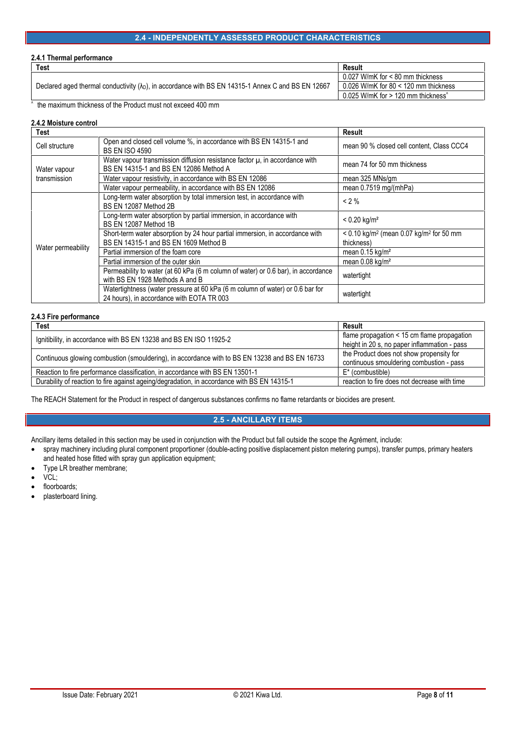## 2.4 - INDEPENDENTLY ASSESSED PRODUCT CHARACTERISTICS

### 2.4.1 Thermal performance

| Test | Result |
|---|---|
| Declared aged thermal conductivity ($\lambda_D$), in accordance with BS EN 14315-1 Annex C and BS EN 12667 | 0.027 W/mK for < 80 mm thickness |
| | 0.026 W/mK for 80 < 120 mm thickness |
| | 0.025 W/mK for > 120 mm thickness^ |

^ the maximum thickness of the Product must not exceed 400 mm

### 2.4.2 Moisture control

| Test | | Result |
|---|---|---|
| Cell structure | Open and closed cell volume %, in accordance with BS EN 14315-1 and BS EN ISO 4590 | mean 90 % closed cell content, Class CCC4 |
| Water vapour transmission | Water vapour transmission diffusion resistance factor μ, in accordance with BS EN 14315-1 and BS EN 12086 Method A | mean 74 for 50 mm thickness |
| | Water vapour resistivity, in accordance with BS EN 12086 | mean 325 MNs/gm |
| | Water vapour permeability, in accordance with BS EN 12086 | mean 0.7519 mg/(mhPa) |
| Water permeability | Long-term water absorption by total immersion test, in accordance with BS EN 12087 Method 2B | < 2 % |
| | Long-term water absorption by partial immersion, in accordance with BS EN 12087 Method 1B | < 0.20 kg/m² |
| | Short-term water absorption by 24 hour partial immersion, in accordance with BS EN 14315-1 and BS EN 1609 Method B | < 0.10 kg/m² (mean 0.07 kg/m² for 50 mm thickness) |
| | Partial immersion of the foam core | mean 0.15 kg/m² |
| | Partial immersion of the outer skin | mean 0.08 kg/m² |
| | Permeability to water (at 60 kPa (6 m column of water) or 0.6 bar), in accordance with BS EN 1928 Methods A and B | watertight |
| | Watertightness (water pressure at 60 kPa (6 m column of water) or 0.6 bar for 24 hours), in accordance with EOTA TR 003 | watertight |

### 2.4.3 Fire performance

| Test | Result |
|---|---|
| Ignitibility, in accordance with BS EN 13238 and BS EN ISO 11925-2 | flame propagation < 15 cm flame propagation height in 20 s, no paper inflammation - pass |
| Continuous glowing combustion (smouldering), in accordance with to BS EN 13238 and BS EN 16733 | the Product does not show propensity for continuous smouldering combustion - pass |
| Reaction to fire performance classification, in accordance with BS EN 13501-1 | E* (combustible) |
| Durability of reaction to fire against ageing/degradation, in accordance with BS EN 14315-1 | reaction to fire does not decrease with time |

The REACH Statement for the Product in respect of dangerous substances confirms no flame retardants or biocides are present.

## 2.5 - ANCILLARY ITEMS

Ancillary items detailed in this section may be used in conjunction with the Product but fall outside the scope the Agrément, include:

- spray machinery including plural component proportioner (double-acting positive displacement piston metering pumps), transfer pumps, primary heaters and heated hose fitted with spray gun application equipment;
- Type LR breather membrane;
- VCL;
- floorboards;
- plasterboard lining.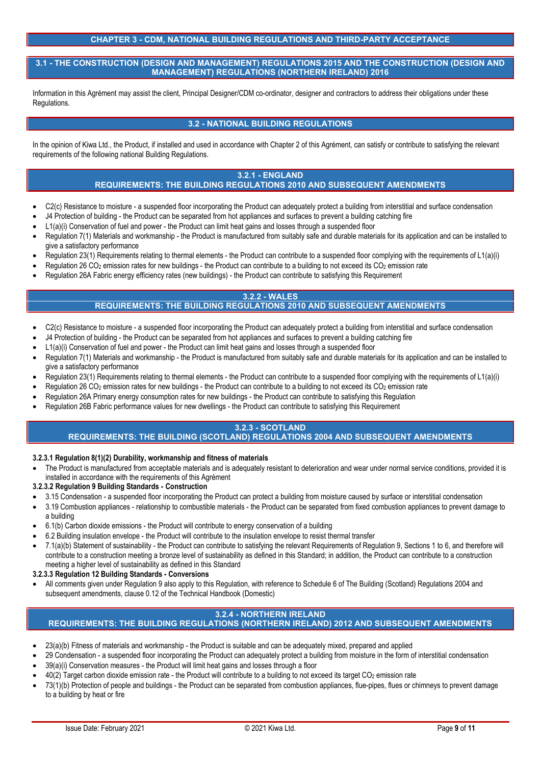# CHAPTER 3 - CDM, NATIONAL BUILDING REGULATIONS AND THIRD-PARTY ACCEPTANCE

## 3.1 - THE CONSTRUCTION (DESIGN AND MANAGEMENT) REGULATIONS 2015 AND THE CONSTRUCTION (DESIGN AND MANAGEMENT) REGULATIONS (NORTHERN IRELAND) 2016

Information in this Agrément may assist the client, Principal Designer/CDM co-ordinator, designer and contractors to address their obligations under these Regulations.

## 3.2 - NATIONAL BUILDING REGULATIONS

In the opinion of Kiwa Ltd., the Product, if installed and used in accordance with Chapter 2 of this Agrément, can satisfy or contribute to satisfying the relevant requirements of the following national Building Regulations.

### 3.2.1 - ENGLAND
### REQUIREMENTS: THE BUILDING REGULATIONS 2010 AND SUBSEQUENT AMENDMENTS

- C2(c) Resistance to moisture - a suspended floor incorporating the Product can adequately protect a building from interstitial and surface condensation
- J4 Protection of building - the Product can be separated from hot appliances and surfaces to prevent a building catching fire
- L1(a)(i) Conservation of fuel and power - the Product can limit heat gains and losses through a suspended floor
- Regulation 7(1) Materials and workmanship - the Product is manufactured from suitably safe and durable materials for its application and can be installed to give a satisfactory performance
- Regulation 23(1) Requirements relating to thermal elements - the Product can contribute to a suspended floor complying with the requirements of L1(a)(i)
- Regulation 26 $CO_2$ emission rates for new buildings - the Product can contribute to a building to not exceed its $CO_2$ emission rate
- Regulation 26A Fabric energy efficiency rates (new buildings) - the Product can contribute to satisfying this Requirement

### 3.2.2 - WALES
### REQUIREMENTS: THE BUILDING REGULATIONS 2010 AND SUBSEQUENT AMENDMENTS

- C2(c) Resistance to moisture - a suspended floor incorporating the Product can adequately protect a building from interstitial and surface condensation
- J4 Protection of building - the Product can be separated from hot appliances and surfaces to prevent a building catching fire
- L1(a)(i) Conservation of fuel and power - the Product can limit heat gains and losses through a suspended floor
- Regulation 7(1) Materials and workmanship - the Product is manufactured from suitably safe and durable materials for its application and can be installed to give a satisfactory performance
- Regulation 23(1) Requirements relating to thermal elements - the Product can contribute to a suspended floor complying with the requirements of L1(a)(i)
- Regulation 26 $CO_2$ emission rates for new buildings - the Product can contribute to a building to not exceed its $CO_2$ emission rate
- Regulation 26A Primary energy consumption rates for new buildings - the Product can contribute to satisfying this Regulation
- Regulation 26B Fabric performance values for new dwellings - the Product can contribute to satisfying this Requirement

### 3.2.3 - SCOTLAND
### REQUIREMENTS: THE BUILDING (SCOTLAND) REGULATIONS 2004 AND SUBSEQUENT AMENDMENTS

**3.2.3.1 Regulation 8(1)(2) Durability, workmanship and fitness of materials**

- The Product is manufactured from acceptable materials and is adequately resistant to deterioration and wear under normal service conditions, provided it is installed in accordance with the requirements of this Agrément

**3.2.3.2 Regulation 9 Building Standards - Construction**

- 3.15 Condensation - a suspended floor incorporating the Product can protect a building from moisture caused by surface or interstitial condensation
- 3.19 Combustion appliances - relationship to combustible materials - the Product can be separated from fixed combustion appliances to prevent damage to a building
- 6.1(b) Carbon dioxide emissions - the Product will contribute to energy conservation of a building
- 6.2 Building insulation envelope - the Product will contribute to the insulation envelope to resist thermal transfer
- 7.1(a)(b) Statement of sustainability - the Product can contribute to satisfying the relevant Requirements of Regulation 9, Sections 1 to 6, and therefore will contribute to a construction meeting a bronze level of sustainability as defined in this Standard; in addition, the Product can contribute to a construction meeting a higher level of sustainability as defined in this Standard

**3.2.3.3 Regulation 12 Building Standards - Conversions**

- All comments given under Regulation 9 also apply to this Regulation, with reference to Schedule 6 of The Building (Scotland) Regulations 2004 and subsequent amendments, clause 0.12 of the Technical Handbook (Domestic)

### 3.2.4 - NORTHERN IRELAND
### REQUIREMENTS: THE BUILDING REGULATIONS (NORTHERN IRELAND) 2012 AND SUBSEQUENT AMENDMENTS

- 23(a)(b) Fitness of materials and workmanship - the Product is suitable and can be adequately mixed, prepared and applied
- 29 Condensation - a suspended floor incorporating the Product can adequately protect a building from moisture in the form of interstitial condensation
- 39(a)(i) Conservation measures - the Product will limit heat gains and losses through a floor
- 40(2) Target carbon dioxide emission rate - the Product will contribute to a building to not exceed its target $CO_2$ emission rate
- 73(1)(b) Protection of people and buildings - the Product can be separated from combustion appliances, flue-pipes, flues or chimneys to prevent damage to a building by heat or fire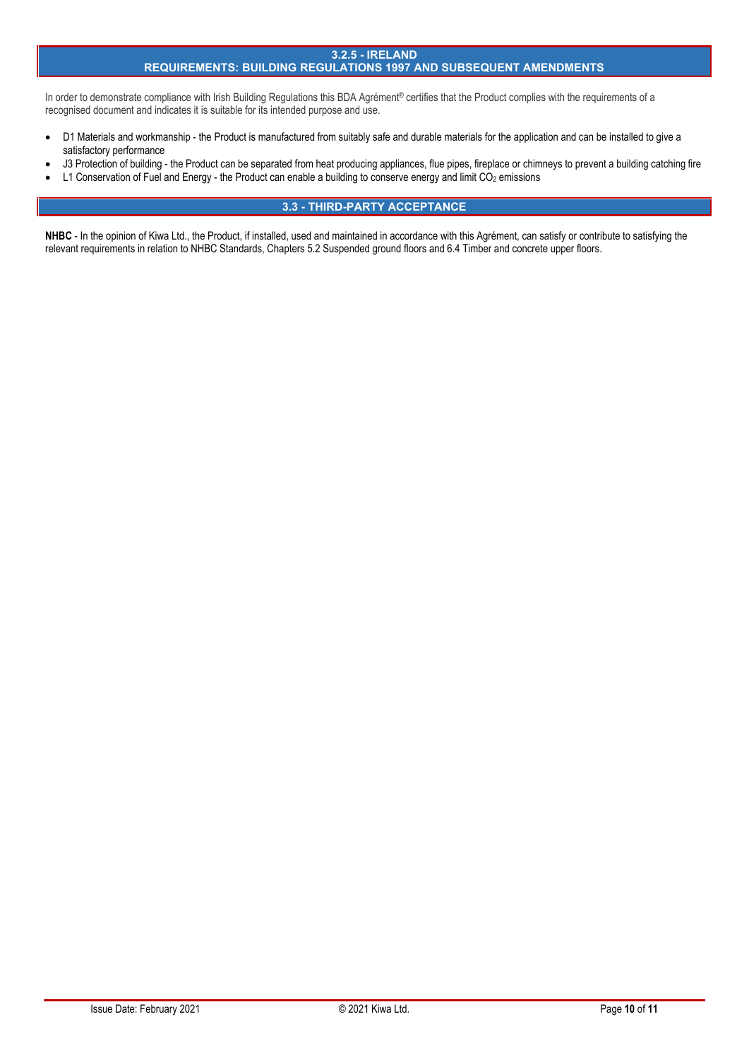## 3.2.5 - IRELAND
## REQUIREMENTS: BUILDING REGULATIONS 1997 AND SUBSEQUENT AMENDMENTS

In order to demonstrate compliance with Irish Building Regulations this BDA Agrément® certifies that the Product complies with the requirements of a recognised document and indicates it is suitable for its intended purpose and use.

- D1 Materials and workmanship - the Product is manufactured from suitably safe and durable materials for the application and can be installed to give a satisfactory performance
- J3 Protection of building - the Product can be separated from heat producing appliances, flue pipes, fireplace or chimneys to prevent a building catching fire
- L1 Conservation of Fuel and Energy - the Product can enable a building to conserve energy and limit $CO_2$ emissions

## 3.3 - THIRD-PARTY ACCEPTANCE

**NHBC** - In the opinion of Kiwa Ltd., the Product, if installed, used and maintained in accordance with this Agrément, can satisfy or contribute to satisfying the relevant requirements in relation to NHBC Standards, Chapters 5.2 Suspended ground floors and 6.4 Timber and concrete upper floors.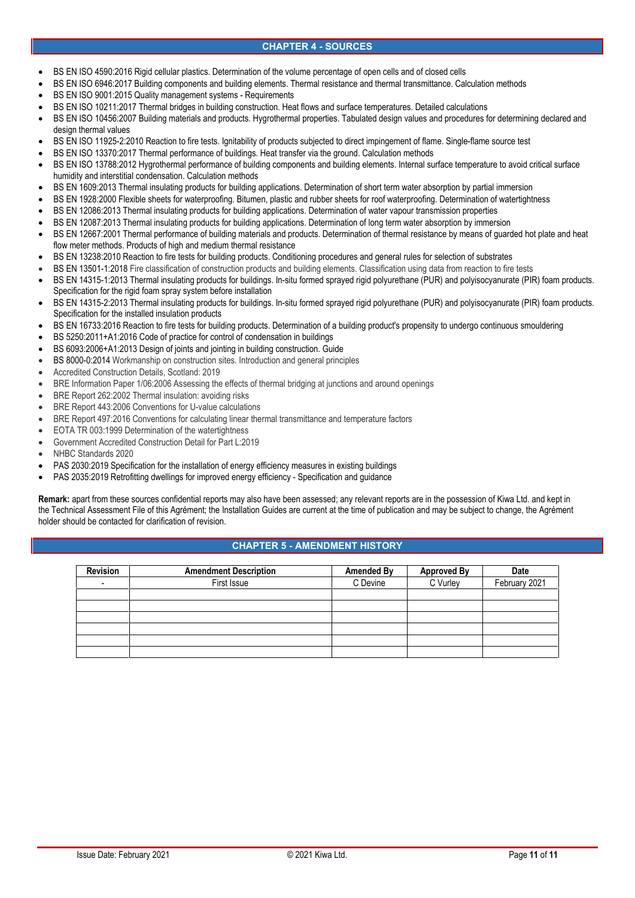## CHAPTER 4 - SOURCES

- BS EN ISO 4590:2016 Rigid cellular plastics. Determination of the volume percentage of open cells and of closed cells
- BS EN ISO 6946:2017 Building components and building elements. Thermal resistance and thermal transmittance. Calculation methods
- BS EN ISO 9001:2015 Quality management systems - Requirements
- BS EN ISO 10211:2017 Thermal bridges in building construction. Heat flows and surface temperatures. Detailed calculations
- BS EN ISO 10456:2007 Building materials and products. Hygrothermal properties. Tabulated design values and procedures for determining declared and design thermal values
- BS EN ISO 11925-2:2010 Reaction to fire tests. Ignitability of products subjected to direct impingement of flame. Single-flame source test
- BS EN ISO 13370:2017 Thermal performance of buildings. Heat transfer via the ground. Calculation methods
- BS EN ISO 13788:2012 Hygrothermal performance of building components and building elements. Internal surface temperature to avoid critical surface humidity and interstitial condensation. Calculation methods
- BS EN 1609:2013 Thermal insulating products for building applications. Determination of short term water absorption by partial immersion
- BS EN 1928:2000 Flexible sheets for waterproofing. Bitumen, plastic and rubber sheets for roof waterproofing. Determination of watertightness
- BS EN 12086:2013 Thermal insulating products for building applications. Determination of water vapour transmission properties
- BS EN 12087:2013 Thermal insulating products for building applications. Determination of long term water absorption by immersion
- BS EN 12667:2001 Thermal performance of building materials and products. Determination of thermal resistance by means of guarded hot plate and heat flow meter methods. Products of high and medium thermal resistance
- BS EN 13238:2010 Reaction to fire tests for building products. Conditioning procedures and general rules for selection of substrates
- BS EN 13501-1:2018 Fire classification of construction products and building elements. Classification using data from reaction to fire tests
- BS EN 14315-1:2013 Thermal insulating products for buildings. In-situ formed sprayed rigid polyurethane (PUR) and polyisocyanurate (PIR) foam products. Specification for the rigid foam spray system before installation
- BS EN 14315-2:2013 Thermal insulating products for buildings. In-situ formed sprayed rigid polyurethane (PUR) and polyisocyanurate (PIR) foam products. Specification for the installed insulation products
- BS EN 16733:2016 Reaction to fire tests for building products. Determination of a building product's propensity to undergo continuous smouldering
- BS 5250:2011+A1:2016 Code of practice for control of condensation in buildings
- BS 6093:2006+A1:2013 Design of joints and jointing in building construction. Guide
- BS 8000-0:2014 Workmanship on construction sites. Introduction and general principles
- Accredited Construction Details, Scotland: 2019
- BRE Information Paper 1/06:2006 Assessing the effects of thermal bridging at junctions and around openings
- BRE Report 262:2002 Thermal insulation: avoiding risks
- BRE Report 443:2006 Conventions for U-value calculations
- BRE Report 497:2016 Conventions for calculating linear thermal transmittance and temperature factors
- EOTA TR 003:1999 Determination of the watertightness
- Government Accredited Construction Detail for Part L:2019
- NHBC Standards 2020
- PAS 2030:2019 Specification for the installation of energy efficiency measures in existing buildings
- PAS 2035:2019 Retrofitting dwellings for improved energy efficiency - Specification and guidance

**Remark:** apart from these sources confidential reports may also have been assessed; any relevant reports are in the possession of Kiwa Ltd. and kept in the Technical Assessment File of this Agrément; the Installation Guides are current at the time of publication and may be subject to change, the Agrément holder should be contacted for clarification of revision.

## CHAPTER 5 - AMENDMENT HISTORY

| Revision | Amendment Description | Amended By | Approved By | Date |
|---|---|---|---|---|
| - | First Issue | C Devine | C Vurley | February 2021 |
| | | | | |
| | | | | |
| | | | | |
| | | | | |
| | | | | |
| | | | | |